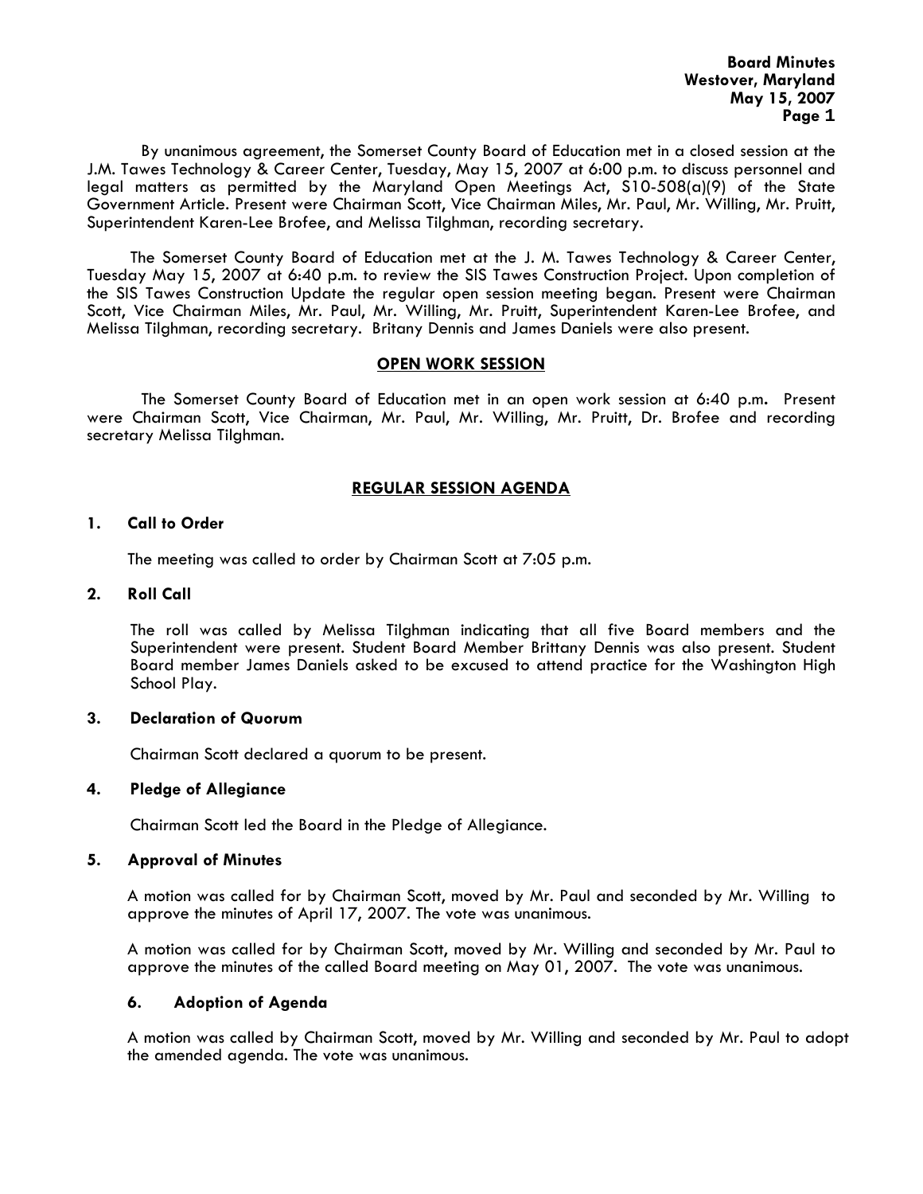By unanimous agreement, the Somerset County Board of Education met in a closed session at the J.M. Tawes Technology & Career Center, Tuesday, May 15, 2007 at 6:00 p.m. to discuss personnel and legal matters as permitted by the Maryland Open Meetings Act, S10-508(a)(9) of the State Government Article. Present were Chairman Scott, Vice Chairman Miles, Mr. Paul, Mr. Willing, Mr. Pruitt, Superintendent Karen-Lee Brofee, and Melissa Tilghman, recording secretary.

The Somerset County Board of Education met at the J. M. Tawes Technology & Career Center, Tuesday May 15, 2007 at 6:40 p.m. to review the SIS Tawes Construction Project. Upon completion of the SIS Tawes Construction Update the regular open session meeting began. Present were Chairman Scott, Vice Chairman Miles, Mr. Paul, Mr. Willing, Mr. Pruitt, Superintendent Karen-Lee Brofee, and Melissa Tilghman, recording secretary. Britany Dennis and James Daniels were also present.

## OPEN WORK SESSION

The Somerset County Board of Education met in an open work session at 6:40 p.m. Present were Chairman Scott, Vice Chairman, Mr. Paul, Mr. Willing, Mr. Pruitt, Dr. Brofee and recording secretary Melissa Tilghman.

## REGULAR SESSION AGENDA

### 1. Call to Order

The meeting was called to order by Chairman Scott at 7:05 p.m.

### 2. Roll Call

The roll was called by Melissa Tilghman indicating that all five Board members and the Superintendent were present. Student Board Member Brittany Dennis was also present. Student Board member James Daniels asked to be excused to attend practice for the Washington High School Play.

### 3. Declaration of Quorum

Chairman Scott declared a quorum to be present.

### 4. Pledge of Allegiance

Chairman Scott led the Board in the Pledge of Allegiance.

### 5. Approval of Minutes

A motion was called for by Chairman Scott, moved by Mr. Paul and seconded by Mr. Willing to approve the minutes of April 17, 2007. The vote was unanimous.

A motion was called for by Chairman Scott, moved by Mr. Willing and seconded by Mr. Paul to approve the minutes of the called Board meeting on May 01, 2007. The vote was unanimous.

### 6. Adoption of Agenda

A motion was called by Chairman Scott, moved by Mr. Willing and seconded by Mr. Paul to adopt the amended agenda. The vote was unanimous.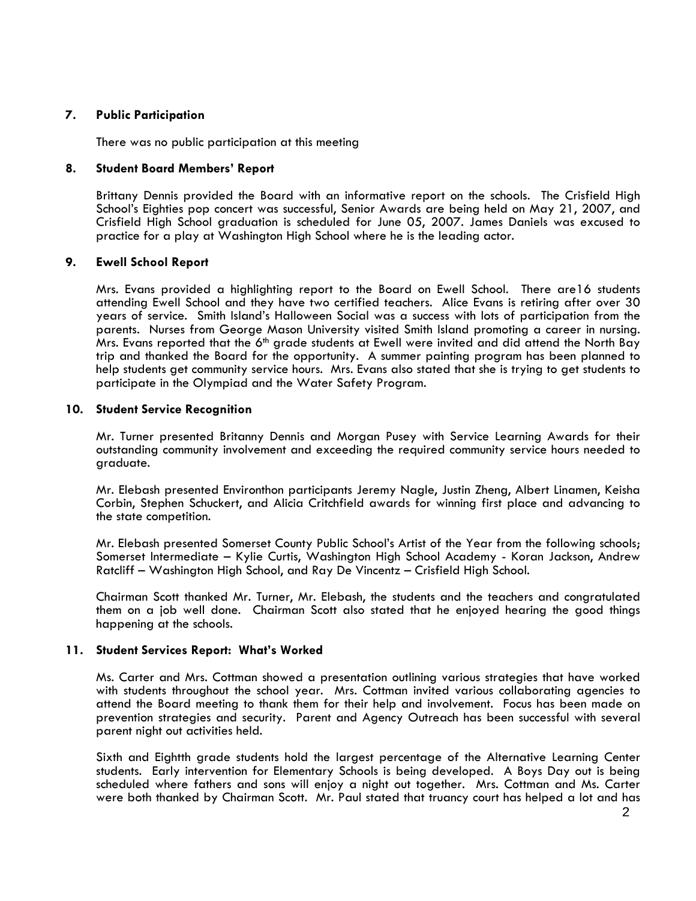## 7. Public Participation

There was no public participation at this meeting

## 8. Student Board Members' Report

Brittany Dennis provided the Board with an informative report on the schools. The Crisfield High School's Eighties pop concert was successful, Senior Awards are being held on May 21, 2007, and Crisfield High School graduation is scheduled for June 05, 2007. James Daniels was excused to practice for a play at Washington High School where he is the leading actor.

## 9. Ewell School Report

Mrs. Evans provided a highlighting report to the Board on Ewell School. There are16 students attending Ewell School and they have two certified teachers. Alice Evans is retiring after over 30 years of service. Smith Island's Halloween Social was a success with lots of participation from the parents. Nurses from George Mason University visited Smith Island promoting a career in nursing. Mrs. Evans reported that the 6th grade students at Ewell were invited and did attend the North Bay trip and thanked the Board for the opportunity. A summer painting program has been planned to help students get community service hours. Mrs. Evans also stated that she is trying to get students to participate in the Olympiad and the Water Safety Program.

## 10. Student Service Recognition

Mr. Turner presented Britanny Dennis and Morgan Pusey with Service Learning Awards for their outstanding community involvement and exceeding the required community service hours needed to graduate.

Mr. Elebash presented Environthon participants Jeremy Nagle, Justin Zheng, Albert Linamen, Keisha Corbin, Stephen Schuckert, and Alicia Critchfield awards for winning first place and advancing to the state competition.

Mr. Elebash presented Somerset County Public School's Artist of the Year from the following schools; Somerset Intermediate – Kylie Curtis, Washington High School Academy - Koran Jackson, Andrew Ratcliff – Washington High School, and Ray De Vincentz – Crisfield High School.

Chairman Scott thanked Mr. Turner, Mr. Elebash, the students and the teachers and congratulated them on a job well done. Chairman Scott also stated that he enjoyed hearing the good things happening at the schools.

## 11. Student Services Report: What's Worked

Ms. Carter and Mrs. Cottman showed a presentation outlining various strategies that have worked with students throughout the school year. Mrs. Cottman invited various collaborating agencies to attend the Board meeting to thank them for their help and involvement. Focus has been made on prevention strategies and security. Parent and Agency Outreach has been successful with several parent night out activities held.

Sixth and Eightth grade students hold the largest percentage of the Alternative Learning Center students. Early intervention for Elementary Schools is being developed. A Boys Day out is being scheduled where fathers and sons will enjoy a night out together. Mrs. Cottman and Ms. Carter were both thanked by Chairman Scott. Mr. Paul stated that truancy court has helped a lot and has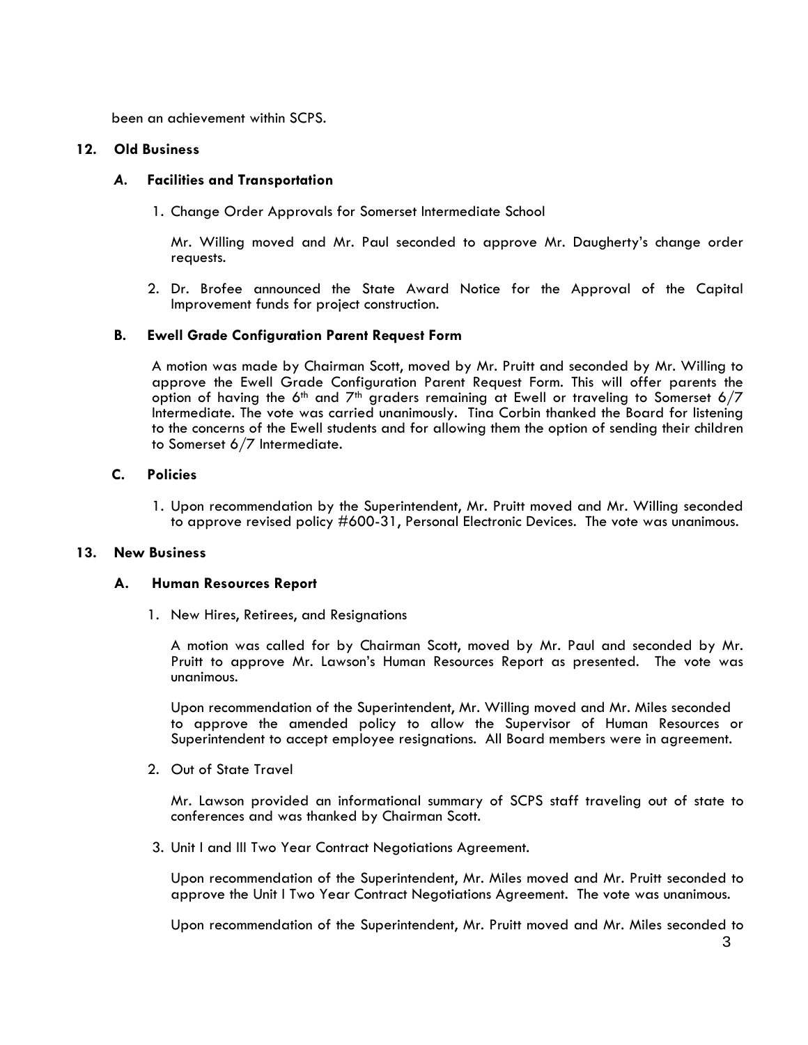been an achievement within SCPS.

## 12. Old Business

### *A.* Facilities and Transportation

1. Change Order Approvals for Somerset Intermediate School

   Mr. Willing moved and Mr. Paul seconded to approve Mr. Daugherty's change order requests.

2. Dr. Brofee announced the State Award Notice for the Approval of the Capital Improvement funds for project construction.

### B. Ewell Grade Configuration Parent Request Form

A motion was made by Chairman Scott, moved by Mr. Pruitt and seconded by Mr. Willing to approve the Ewell Grade Configuration Parent Request Form. This will offer parents the option of having the 6th and 7th graders remaining at Ewell or traveling to Somerset 6/7 Intermediate. The vote was carried unanimously. Tina Corbin thanked the Board for listening to the concerns of the Ewell students and for allowing them the option of sending their children to Somerset 6/7 Intermediate.

### C. Policies

1. Upon recommendation by the Superintendent, Mr. Pruitt moved and Mr. Willing seconded to approve revised policy #600-31, Personal Electronic Devices. The vote was unanimous.

## 13. New Business

### A. Human Resources Report

1. New Hires, Retirees, and Resignations

   A motion was called for by Chairman Scott, moved by Mr. Paul and seconded by Mr. Pruitt to approve Mr. Lawson's Human Resources Report as presented. The vote was unanimous.

   Upon recommendation of the Superintendent, Mr. Willing moved and Mr. Miles seconded to approve the amended policy to allow the Supervisor of Human Resources or Superintendent to accept employee resignations. All Board members were in agreement.

2. Out of State Travel

   Mr. Lawson provided an informational summary of SCPS staff traveling out of state to conferences and was thanked by Chairman Scott.

3. Unit I and III Two Year Contract Negotiations Agreement.

   Upon recommendation of the Superintendent, Mr. Miles moved and Mr. Pruitt seconded to approve the Unit I Two Year Contract Negotiations Agreement. The vote was unanimous.

   Upon recommendation of the Superintendent, Mr. Pruitt moved and Mr. Miles seconded to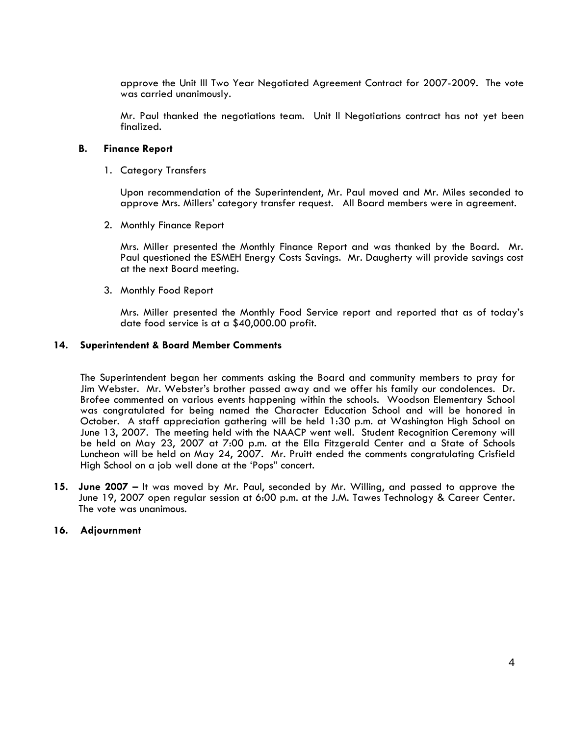approve the Unit III Two Year Negotiated Agreement Contract for 2007-2009. The vote was carried unanimously.

Mr. Paul thanked the negotiations team. Unit II Negotiations contract has not yet been finalized.

**B. Finance Report**

1. Category Transfers

   Upon recommendation of the Superintendent, Mr. Paul moved and Mr. Miles seconded to approve Mrs. Millers' category transfer request. All Board members were in agreement.

2. Monthly Finance Report

   Mrs. Miller presented the Monthly Finance Report and was thanked by the Board. Mr. Paul questioned the ESMEH Energy Costs Savings. Mr. Daugherty will provide savings cost at the next Board meeting.

3. Monthly Food Report

   Mrs. Miller presented the Monthly Food Service report and reported that as of today's date food service is at a $40,000.00 profit.

**14. Superintendent & Board Member Comments**

The Superintendent began her comments asking the Board and community members to pray for Jim Webster. Mr. Webster's brother passed away and we offer his family our condolences. Dr. Brofee commented on various events happening within the schools. Woodson Elementary School was congratulated for being named the Character Education School and will be honored in October. A staff appreciation gathering will be held 1:30 p.m. at Washington High School on June 13, 2007. The meeting held with the NAACP went well. Student Recognition Ceremony will be held on May 23, 2007 at 7:00 p.m. at the Ella Fitzgerald Center and a State of Schools Luncheon will be held on May 24, 2007. Mr. Pruitt ended the comments congratulating Crisfield High School on a job well done at the 'Pops" concert.

**15. June 2007 –** It was moved by Mr. Paul, seconded by Mr. Willing, and passed to approve the June 19, 2007 open regular session at 6:00 p.m. at the J.M. Tawes Technology & Career Center. The vote was unanimous.

**16. Adjournment**